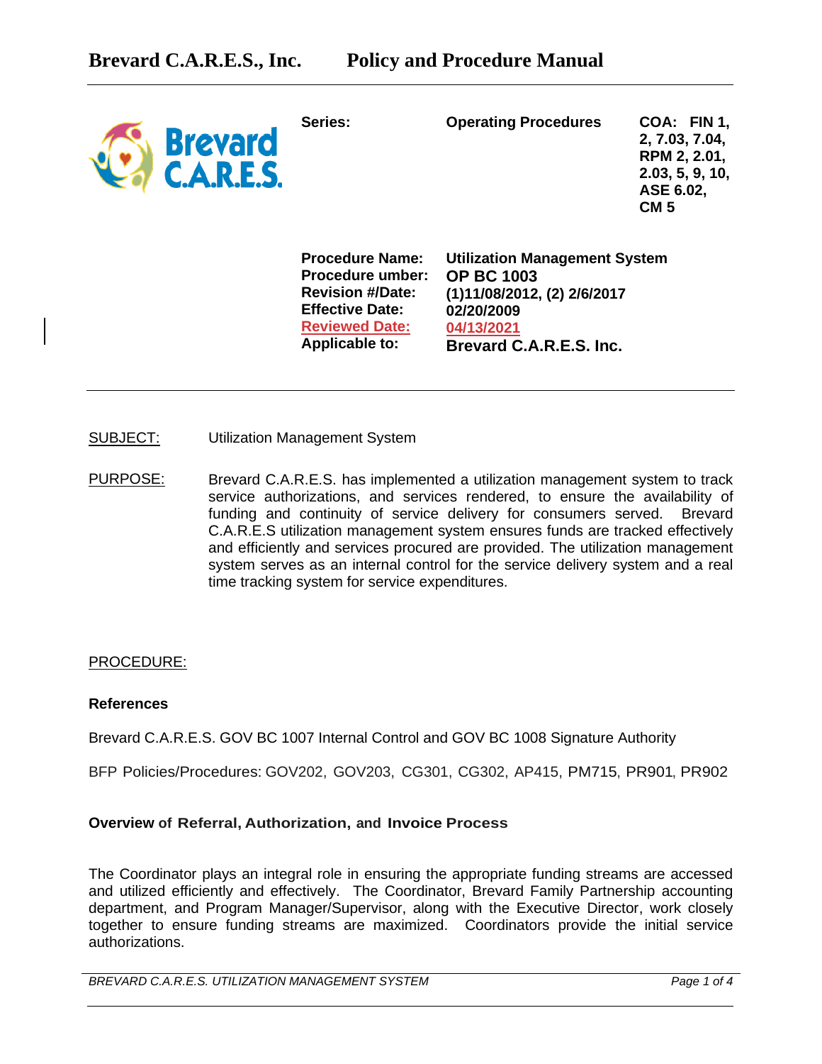# Brevard C.A.R.E.S., Inc. Policy and Procedure Manual

| | | |
|---|---|---|
| **Series:** | **Operating Procedures** | **COA: FIN 1, 2, 7.03, 7.04, RPM 2, 2.01, 2.03, 5, 9, 10, ASE 6.02, CM 5** |
| **Procedure Name:** | **Utilization Management System** | |
| **Procedure umber:** | **OP BC 1003** | |
| **Revision #/Date:** | **(1)11/08/2012, (2) 2/6/2017** | |
| **Effective Date:** | **02/20/2009** | |
| **Reviewed Date:** | **04/13/2021** | |
| **Applicable to:** | **Brevard C.A.R.E.S. Inc.** | |

SUBJECT: Utilization Management System

PURPOSE: Brevard C.A.R.E.S. has implemented a utilization management system to track service authorizations, and services rendered, to ensure the availability of funding and continuity of service delivery for consumers served. Brevard C.A.R.E.S utilization management system ensures funds are tracked effectively and efficiently and services procured are provided. The utilization management system serves as an internal control for the service delivery system and a real time tracking system for service expenditures.

PROCEDURE:

**References**

Brevard C.A.R.E.S. GOV BC 1007 Internal Control and GOV BC 1008 Signature Authority

BFP Policies/Procedures: GOV202, GOV203, CG301, CG302, AP415, PM715, PR901, PR902

**Overview of Referral, Authorization, and Invoice Process**

The Coordinator plays an integral role in ensuring the appropriate funding streams are accessed and utilized efficiently and effectively. The Coordinator, Brevard Family Partnership accounting department, and Program Manager/Supervisor, along with the Executive Director, work closely together to ensure funding streams are maximized. Coordinators provide the initial service authorizations.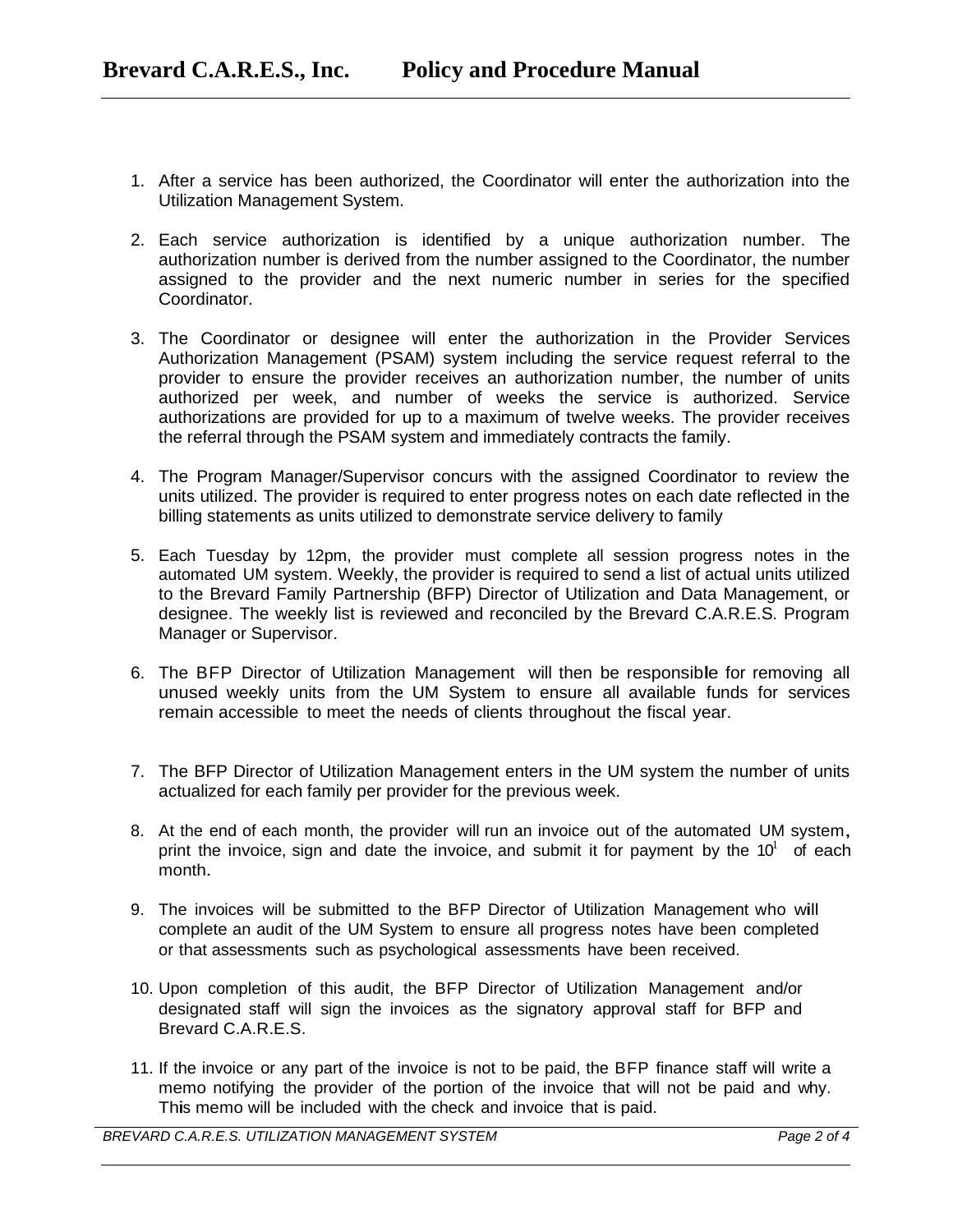1. After a service has been authorized, the Coordinator will enter the authorization into the Utilization Management System.

2. Each service authorization is identified by a unique authorization number. The authorization number is derived from the number assigned to the Coordinator, the number assigned to the provider and the next numeric number in series for the specified Coordinator.

3. The Coordinator or designee will enter the authorization in the Provider Services Authorization Management (PSAM) system including the service request referral to the provider to ensure the provider receives an authorization number, the number of units authorized per week, and number of weeks the service is authorized. Service authorizations are provided for up to a maximum of twelve weeks. The provider receives the referral through the PSAM system and immediately contracts the family.

4. The Program Manager/Supervisor concurs with the assigned Coordinator to review the units utilized. The provider is required to enter progress notes on each date reflected in the billing statements as units utilized to demonstrate service delivery to family

5. Each Tuesday by 12pm, the provider must complete all session progress notes in the automated UM system. Weekly, the provider is required to send a list of actual units utilized to the Brevard Family Partnership (BFP) Director of Utilization and Data Management, or designee. The weekly list is reviewed and reconciled by the Brevard C.A.R.E.S. Program Manager or Supervisor.

6. The BFP Director of Utilization Management will then be responsible for removing all unused weekly units from the UM System to ensure all available funds for services remain accessible to meet the needs of clients throughout the fiscal year.

7. The BFP Director of Utilization Management enters in the UM system the number of units actualized for each family per provider for the previous week.

8. At the end of each month, the provider will run an invoice out of the automated UM system, print the invoice, sign and date the invoice, and submit it for payment by the 10[l] of each month.

9. The invoices will be submitted to the BFP Director of Utilization Management who will complete an audit of the UM System to ensure all progress notes have been completed or that assessments such as psychological assessments have been received.

10. Upon completion of this audit, the BFP Director of Utilization Management and/or designated staff will sign the invoices as the signatory approval staff for BFP and Brevard C.A.R.E.S.

11. If the invoice or any part of the invoice is not to be paid, the BFP finance staff will write a memo notifying the provider of the portion of the invoice that will not be paid and why. This memo will be included with the check and invoice that is paid.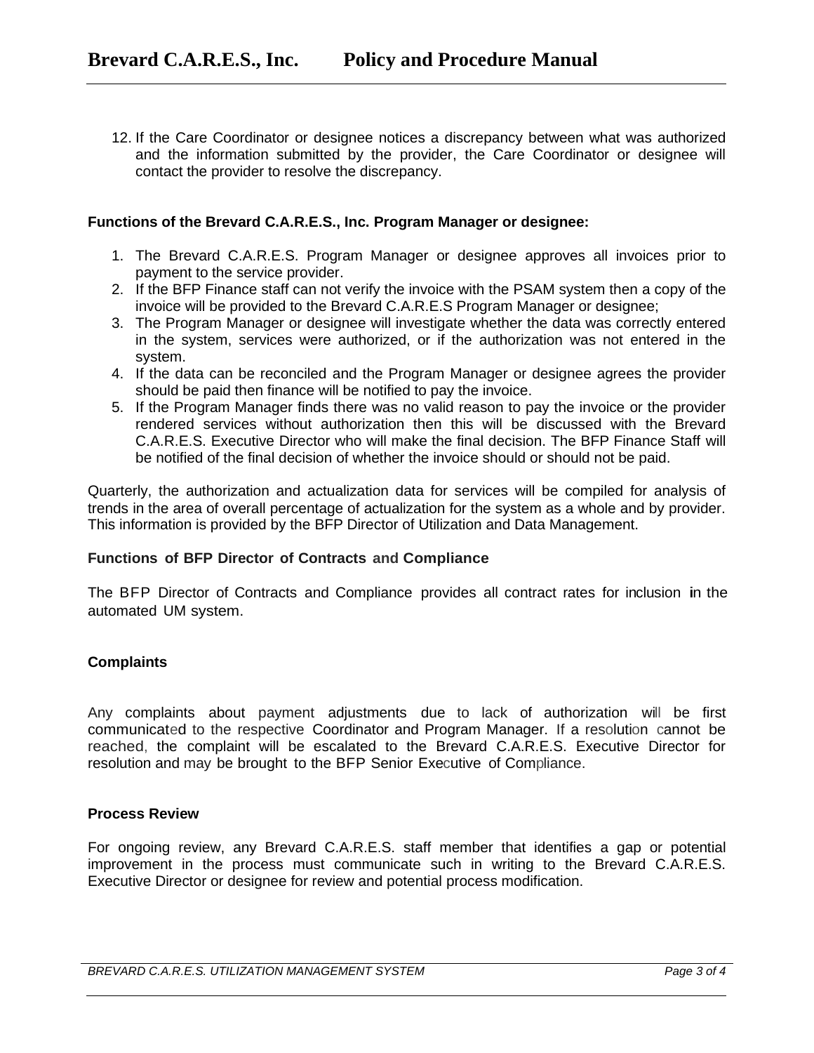12. If the Care Coordinator or designee notices a discrepancy between what was authorized and the information submitted by the provider, the Care Coordinator or designee will contact the provider to resolve the discrepancy.

**Functions of the Brevard C.A.R.E.S., Inc. Program Manager or designee:**

1. The Brevard C.A.R.E.S. Program Manager or designee approves all invoices prior to payment to the service provider.
2. If the BFP Finance staff can not verify the invoice with the PSAM system then a copy of the invoice will be provided to the Brevard C.A.R.E.S Program Manager or designee;
3. The Program Manager or designee will investigate whether the data was correctly entered in the system, services were authorized, or if the authorization was not entered in the system.
4. If the data can be reconciled and the Program Manager or designee agrees the provider should be paid then finance will be notified to pay the invoice.
5. If the Program Manager finds there was no valid reason to pay the invoice or the provider rendered services without authorization then this will be discussed with the Brevard C.A.R.E.S. Executive Director who will make the final decision. The BFP Finance Staff will be notified of the final decision of whether the invoice should or should not be paid.

Quarterly, the authorization and actualization data for services will be compiled for analysis of trends in the area of overall percentage of actualization for the system as a whole and by provider. This information is provided by the BFP Director of Utilization and Data Management.

**Functions of BFP Director of Contracts and Compliance**

The BFP Director of Contracts and Compliance provides all contract rates for inclusion in the automated UM system.

**Complaints**

Any complaints about payment adjustments due to lack of authorization will be first communicated to the respective Coordinator and Program Manager. If a resolution cannot be reached, the complaint will be escalated to the Brevard C.A.R.E.S. Executive Director for resolution and may be brought to the BFP Senior Executive of Compliance.

**Process Review**

For ongoing review, any Brevard C.A.R.E.S. staff member that identifies a gap or potential improvement in the process must communicate such in writing to the Brevard C.A.R.E.S. Executive Director or designee for review and potential process modification.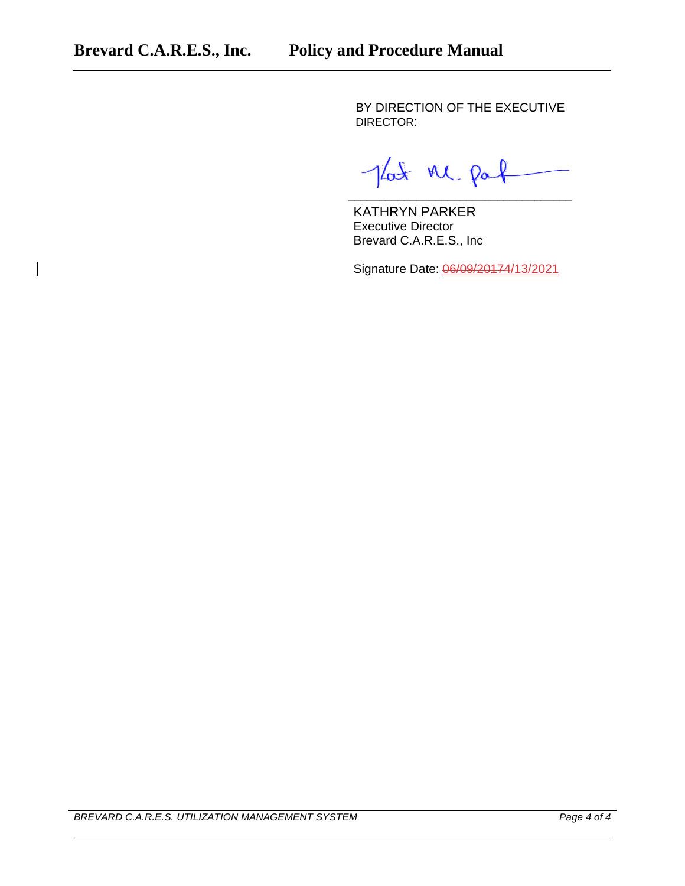BY DIRECTION OF THE EXECUTIVE DIRECTOR:

\_\_\_\_\_\_\_\_\_\_\_\_\_\_\_\_\_\_\_\_\_\_\_\_\_\_\_\_\_\_\_\_

KATHRYN PARKER
Executive Director
Brevard C.A.R.E.S., Inc

Signature Date: ~~06/09/2017~~4/13/2021